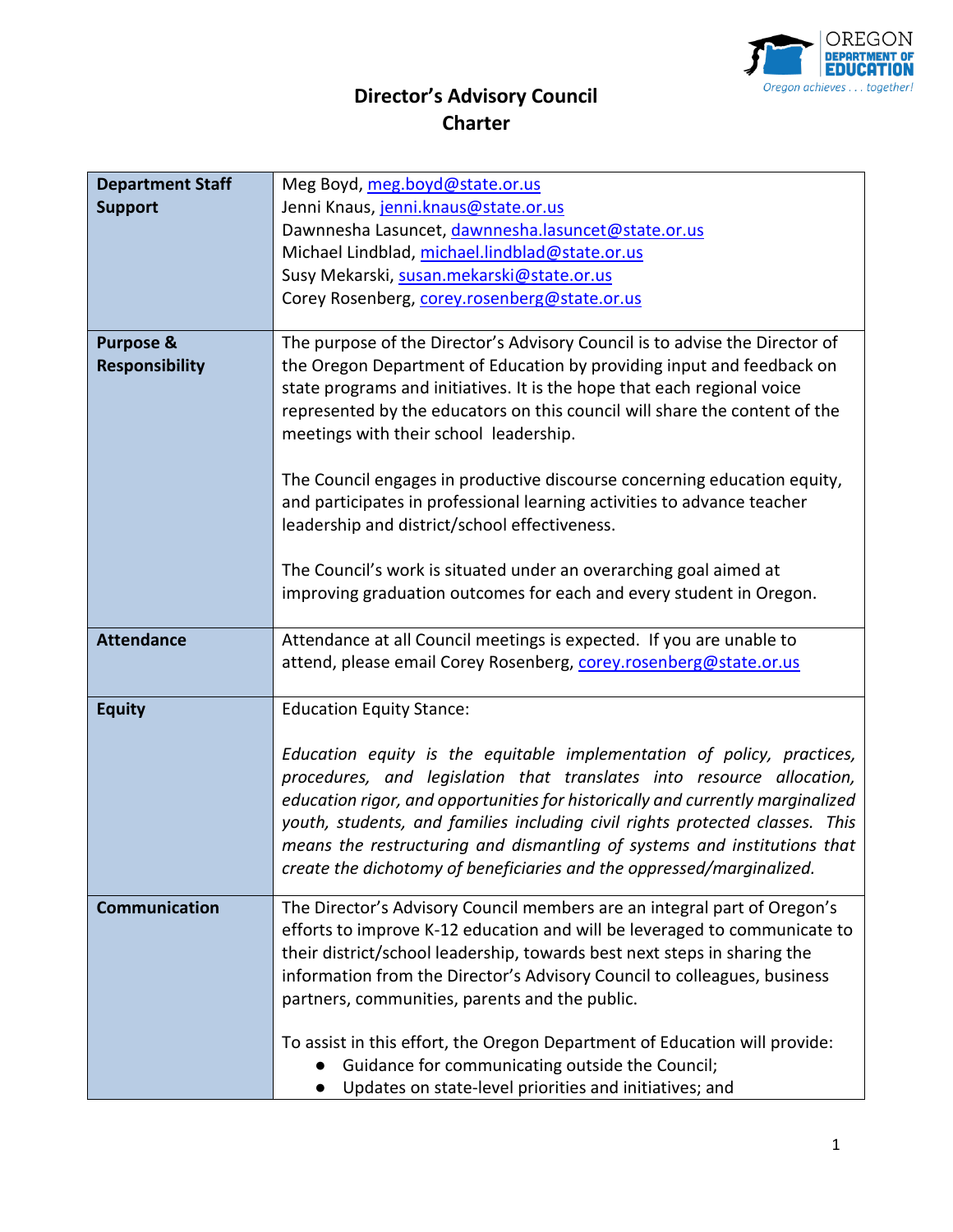# Director's Advisory Council
## Charter

| | |
|---|---|
| **Department Staff Support** | Meg Boyd, meg.boyd@state.or.us<br>Jenni Knaus, jenni.knaus@state.or.us<br>Dawnnesha Lasuncet, dawnnesha.lasuncet@state.or.us<br>Michael Lindblad, michael.lindblad@state.or.us<br>Susy Mekarski, susan.mekarski@state.or.us<br>Corey Rosenberg, corey.rosenberg@state.or.us |
| **Purpose & Responsibility** | The purpose of the Director's Advisory Council is to advise the Director of the Oregon Department of Education by providing input and feedback on state programs and initiatives. It is the hope that each regional voice represented by the educators on this council will share the content of the meetings with their school leadership.<br><br>The Council engages in productive discourse concerning education equity, and participates in professional learning activities to advance teacher leadership and district/school effectiveness.<br><br>The Council's work is situated under an overarching goal aimed at improving graduation outcomes for each and every student in Oregon. |
| **Attendance** | Attendance at all Council meetings is expected. If you are unable to attend, please email Corey Rosenberg, corey.rosenberg@state.or.us |
| **Equity** | Education Equity Stance:<br><br>*Education equity is the equitable implementation of policy, practices, procedures, and legislation that translates into resource allocation, education rigor, and opportunities for historically and currently marginalized youth, students, and families including civil rights protected classes. This means the restructuring and dismantling of systems and institutions that create the dichotomy of beneficiaries and the oppressed/marginalized.* |
| **Communication** | The Director's Advisory Council members are an integral part of Oregon's efforts to improve K-12 education and will be leveraged to communicate to their district/school leadership, towards best next steps in sharing the information from the Director's Advisory Council to colleagues, business partners, communities, parents and the public.<br><br>To assist in this effort, the Oregon Department of Education will provide:<br>● Guidance for communicating outside the Council;<br>● Updates on state-level priorities and initiatives; and |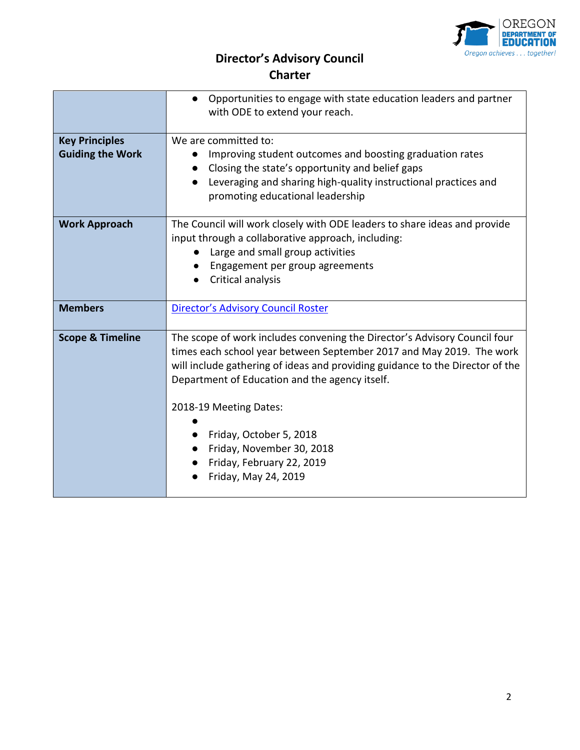## Director's Advisory Council
## Charter

| | |
|---|---|
| | • Opportunities to engage with state education leaders and partner with ODE to extend your reach. |
| **Key Principles Guiding the Work** | We are committed to:<br>• Improving student outcomes and boosting graduation rates<br>• Closing the state's opportunity and belief gaps<br>• Leveraging and sharing high-quality instructional practices and promoting educational leadership |
| **Work Approach** | The Council will work closely with ODE leaders to share ideas and provide input through a collaborative approach, including:<br>• Large and small group activities<br>• Engagement per group agreements<br>• Critical analysis |
| **Members** | [Director's Advisory Council Roster] |
| **Scope & Timeline** | The scope of work includes convening the Director's Advisory Council four times each school year between September 2017 and May 2019. The work will include gathering of ideas and providing guidance to the Director of the Department of Education and the agency itself.<br><br>2018-19 Meeting Dates:<br>•<br>• Friday, October 5, 2018<br>• Friday, November 30, 2018<br>• Friday, February 22, 2019<br>• Friday, May 24, 2019 |